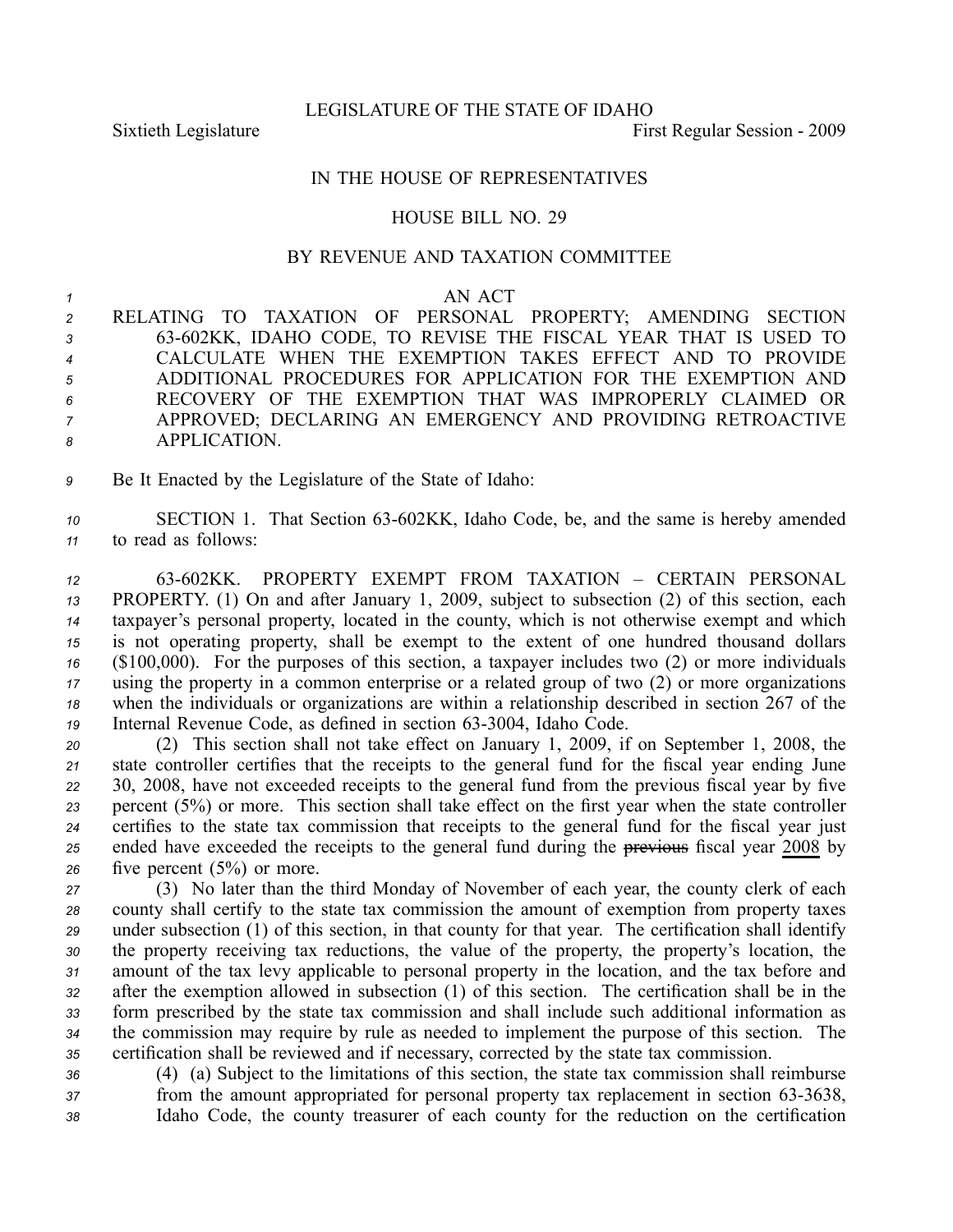LEGISLATURE OF THE STATE OF IDAHO

Sixtieth Legislature First Regular Session - 2009

IN THE HOUSE OF REPRESENTATIVES

HOUSE BILL NO. 29

BY REVENUE AND TAXATION COMMITTEE

AN ACT

RELATING TO TAXATION OF PERSONAL PROPERTY; AMENDING SECTION 63-602KK, IDAHO CODE, TO REVISE THE FISCAL YEAR THAT IS USED TO CALCULATE WHEN THE EXEMPTION TAKES EFFECT AND TO PROVIDE ADDITIONAL PROCEDURES FOR APPLICATION FOR THE EXEMPTION AND RECOVERY OF THE EXEMPTION THAT WAS IMPROPERLY CLAIMED OR APPROVED; DECLARING AN EMERGENCY AND PROVIDING RETROACTIVE APPLICATION.

Be It Enacted by the Legislature of the State of Idaho:

SECTION 1. That Section 63-602KK, Idaho Code, be, and the same is hereby amended to read as follows:

63-602KK. PROPERTY EXEMPT FROM TAXATION – CERTAIN PERSONAL PROPERTY. (1) On and after January 1, 2009, subject to subsection (2) of this section, each taxpayer's personal property, located in the county, which is not otherwise exempt and which is not operating property, shall be exempt to the extent of one hundred thousand dollars ($100,000). For the purposes of this section, a taxpayer includes two (2) or more individuals using the property in a common enterprise or a related group of two (2) or more organizations when the individuals or organizations are within a relationship described in section 267 of the Internal Revenue Code, as defined in section 63-3004, Idaho Code.

(2) This section shall not take effect on January 1, 2009, if on September 1, 2008, the state controller certifies that the receipts to the general fund for the fiscal year ending June 30, 2008, have not exceeded receipts to the general fund from the previous fiscal year by five percent (5%) or more. This section shall take effect on the first year when the state controller certifies to the state tax commission that receipts to the general fund for the fiscal year just ended have exceeded the receipts to the general fund during the ~~previous~~ fiscal year 2008 by five percent (5%) or more.

(3) No later than the third Monday of November of each year, the county clerk of each county shall certify to the state tax commission the amount of exemption from property taxes under subsection (1) of this section, in that county for that year. The certification shall identify the property receiving tax reductions, the value of the property, the property's location, the amount of the tax levy applicable to personal property in the location, and the tax before and after the exemption allowed in subsection (1) of this section. The certification shall be in the form prescribed by the state tax commission and shall include such additional information as the commission may require by rule as needed to implement the purpose of this section. The certification shall be reviewed and if necessary, corrected by the state tax commission.

(4) (a) Subject to the limitations of this section, the state tax commission shall reimburse from the amount appropriated for personal property tax replacement in section 63-3638, Idaho Code, the county treasurer of each county for the reduction on the certification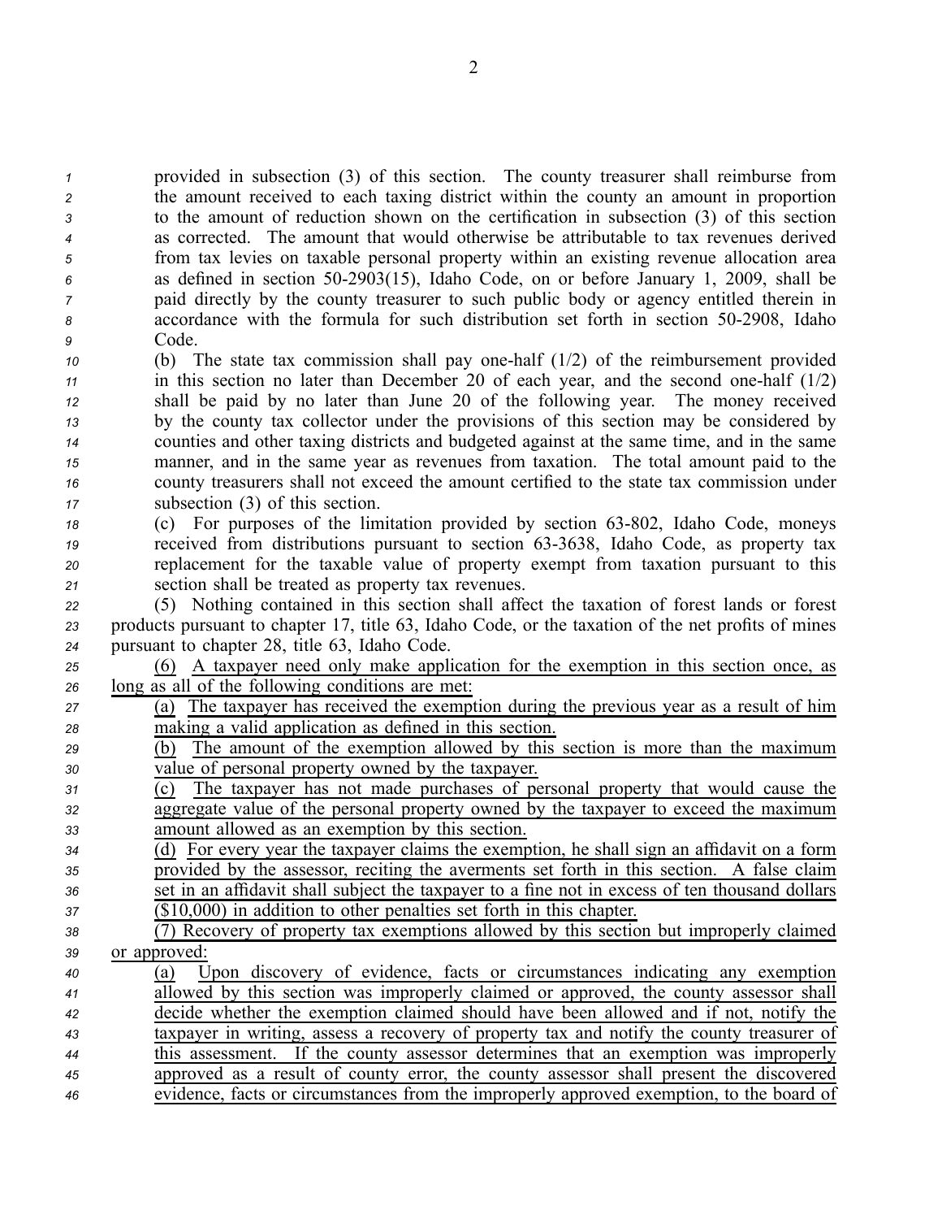provided in subsection (3) of this section. The county treasurer shall reimburse from the amount received to each taxing district within the county an amount in proportion to the amount of reduction shown on the certification in subsection (3) of this section as corrected. The amount that would otherwise be attributable to tax revenues derived from tax levies on taxable personal property within an existing revenue allocation area as defined in section 50-2903(15), Idaho Code, on or before January 1, 2009, shall be paid directly by the county treasurer to such public body or agency entitled therein in accordance with the formula for such distribution set forth in section 50-2908, Idaho Code.

(b) The state tax commission shall pay one-half (1/2) of the reimbursement provided in this section no later than December 20 of each year, and the second one-half (1/2) shall be paid by no later than June 20 of the following year. The money received by the county tax collector under the provisions of this section may be considered by counties and other taxing districts and budgeted against at the same time, and in the same manner, and in the same year as revenues from taxation. The total amount paid to the county treasurers shall not exceed the amount certified to the state tax commission under subsection (3) of this section.

(c) For purposes of the limitation provided by section 63-802, Idaho Code, moneys received from distributions pursuant to section 63-3638, Idaho Code, as property tax replacement for the taxable value of property exempt from taxation pursuant to this section shall be treated as property tax revenues.

(5) Nothing contained in this section shall affect the taxation of forest lands or forest products pursuant to chapter 17, title 63, Idaho Code, or the taxation of the net profits of mines pursuant to chapter 28, title 63, Idaho Code.

(6) A taxpayer need only make application for the exemption in this section once, as long as all of the following conditions are met:

(a) The taxpayer has received the exemption during the previous year as a result of him making a valid application as defined in this section.

(b) The amount of the exemption allowed by this section is more than the maximum value of personal property owned by the taxpayer.

(c) The taxpayer has not made purchases of personal property that would cause the aggregate value of the personal property owned by the taxpayer to exceed the maximum amount allowed as an exemption by this section.

(d) For every year the taxpayer claims the exemption, he shall sign an affidavit on a form provided by the assessor, reciting the averments set forth in this section. A false claim set in an affidavit shall subject the taxpayer to a fine not in excess of ten thousand dollars ($10,000) in addition to other penalties set forth in this chapter.

(7) Recovery of property tax exemptions allowed by this section but improperly claimed or approved:

(a) Upon discovery of evidence, facts or circumstances indicating any exemption allowed by this section was improperly claimed or approved, the county assessor shall decide whether the exemption claimed should have been allowed and if not, notify the taxpayer in writing, assess a recovery of property tax and notify the county treasurer of this assessment. If the county assessor determines that an exemption was improperly approved as a result of county error, the county assessor shall present the discovered evidence, facts or circumstances from the improperly approved exemption, to the board of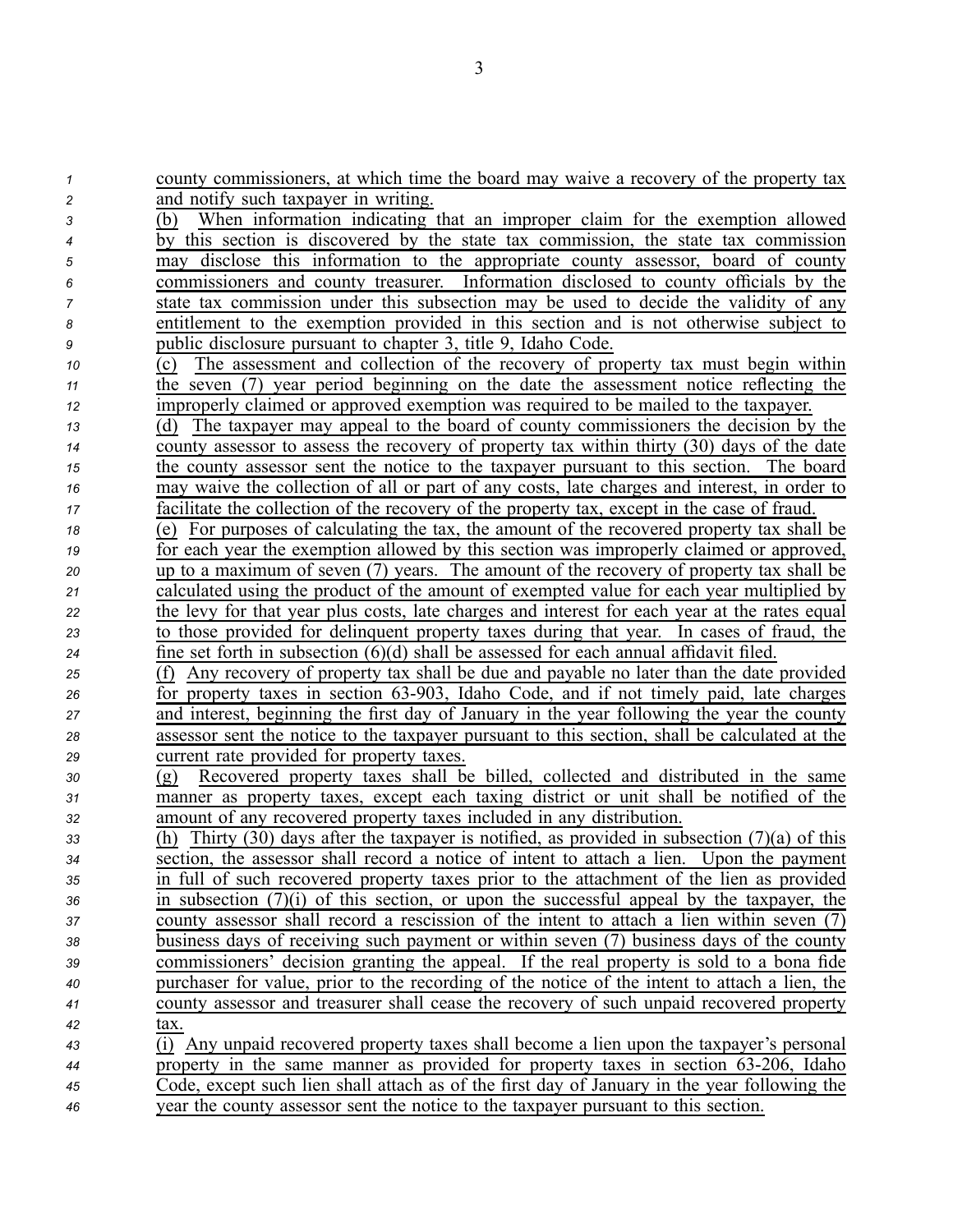county commissioners, at which time the board may waive a recovery of the property tax and notify such taxpayer in writing.

(b) When information indicating that an improper claim for the exemption allowed by this section is discovered by the state tax commission, the state tax commission may disclose this information to the appropriate county assessor, board of county commissioners and county treasurer. Information disclosed to county officials by the state tax commission under this subsection may be used to decide the validity of any entitlement to the exemption provided in this section and is not otherwise subject to public disclosure pursuant to chapter 3, title 9, Idaho Code.

(c) The assessment and collection of the recovery of property tax must begin within the seven (7) year period beginning on the date the assessment notice reflecting the improperly claimed or approved exemption was required to be mailed to the taxpayer.

(d) The taxpayer may appeal to the board of county commissioners the decision by the county assessor to assess the recovery of property tax within thirty (30) days of the date the county assessor sent the notice to the taxpayer pursuant to this section. The board may waive the collection of all or part of any costs, late charges and interest, in order to facilitate the collection of the recovery of the property tax, except in the case of fraud.

(e) For purposes of calculating the tax, the amount of the recovered property tax shall be for each year the exemption allowed by this section was improperly claimed or approved, up to a maximum of seven (7) years. The amount of the recovery of property tax shall be calculated using the product of the amount of exempted value for each year multiplied by the levy for that year plus costs, late charges and interest for each year at the rates equal to those provided for delinquent property taxes during that year. In cases of fraud, the fine set forth in subsection (6)(d) shall be assessed for each annual affidavit filed.

(f) Any recovery of property tax shall be due and payable no later than the date provided for property taxes in section 63-903, Idaho Code, and if not timely paid, late charges and interest, beginning the first day of January in the year following the year the county assessor sent the notice to the taxpayer pursuant to this section, shall be calculated at the current rate provided for property taxes.

(g) Recovered property taxes shall be billed, collected and distributed in the same manner as property taxes, except each taxing district or unit shall be notified of the amount of any recovered property taxes included in any distribution.

(h) Thirty (30) days after the taxpayer is notified, as provided in subsection (7)(a) of this section, the assessor shall record a notice of intent to attach a lien. Upon the payment in full of such recovered property taxes prior to the attachment of the lien as provided in subsection (7)(i) of this section, or upon the successful appeal by the taxpayer, the county assessor shall record a rescission of the intent to attach a lien within seven (7) business days of receiving such payment or within seven (7) business days of the county commissioners' decision granting the appeal. If the real property is sold to a bona fide purchaser for value, prior to the recording of the notice of the intent to attach a lien, the county assessor and treasurer shall cease the recovery of such unpaid recovered property tax.

(i) Any unpaid recovered property taxes shall become a lien upon the taxpayer's personal property in the same manner as provided for property taxes in section 63-206, Idaho Code, except such lien shall attach as of the first day of January in the year following the year the county assessor sent the notice to the taxpayer pursuant to this section.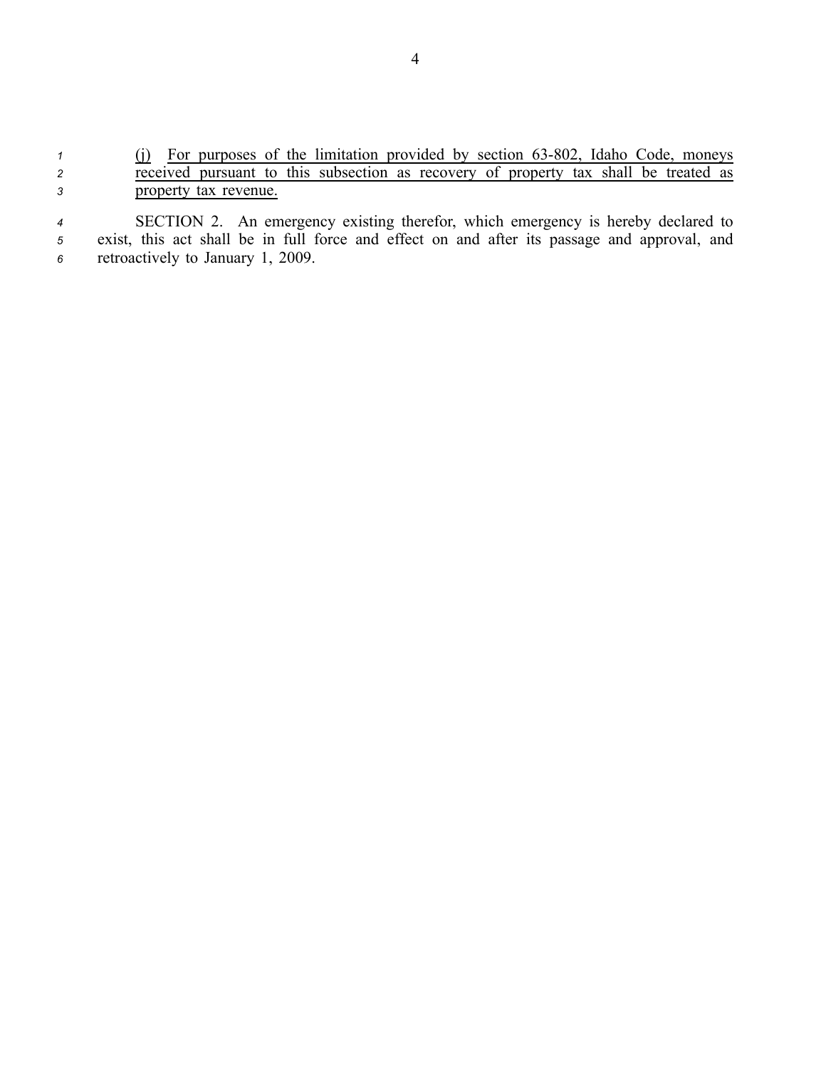(j) For purposes of the limitation provided by section 63-802, Idaho Code, moneys received pursuant to this subsection as recovery of property tax shall be treated as property tax revenue.

SECTION 2. An emergency existing therefor, which emergency is hereby declared to exist, this act shall be in full force and effect on and after its passage and approval, and retroactively to January 1, 2009.